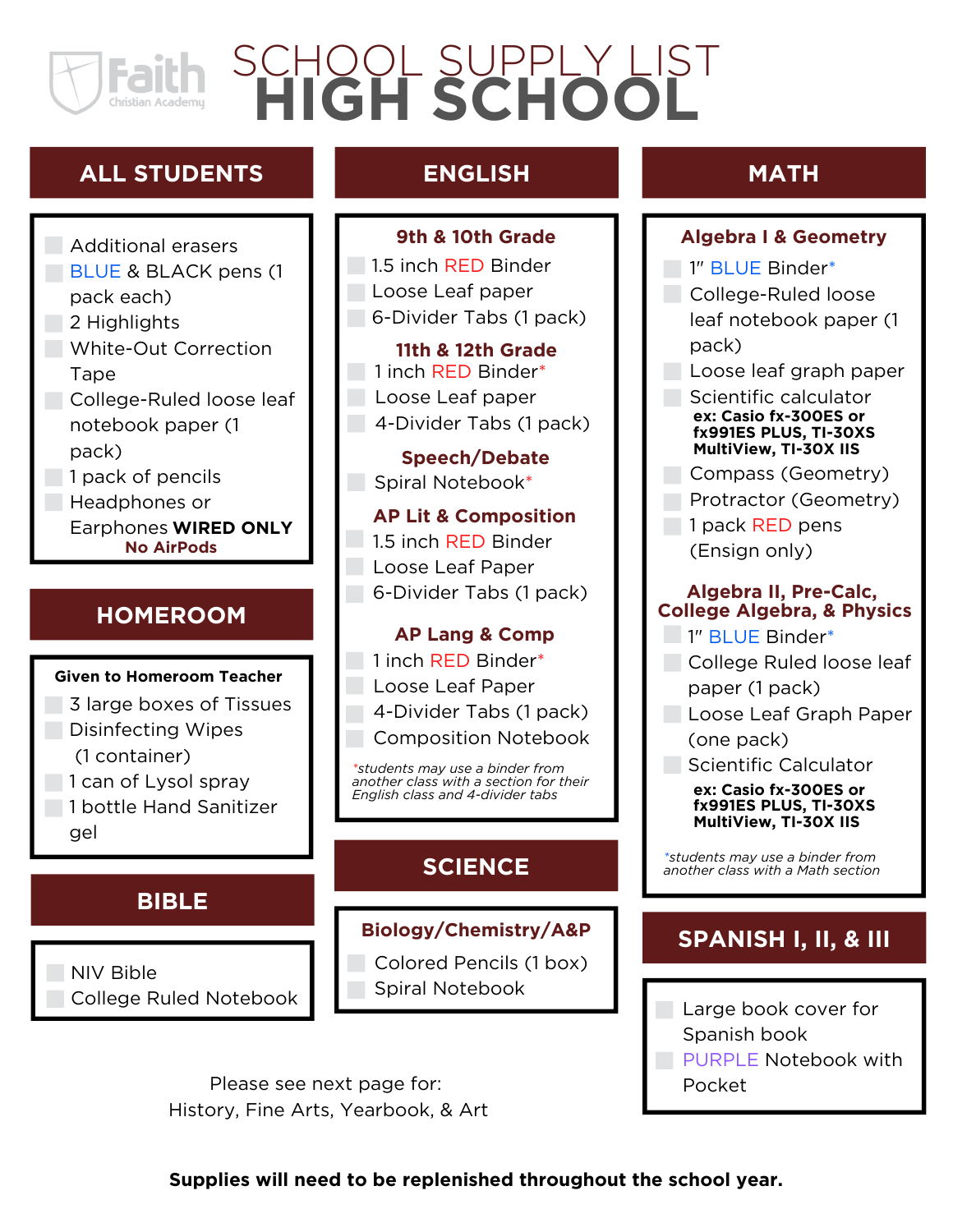# SCHOOL SUPPLY LIST
# HIGH SCHOOL

## ALL STUDENTS

- Additional erasers
- BLUE & BLACK pens (1 pack each)
- 2 Highlights
- White-Out Correction Tape
- College-Ruled loose leaf notebook paper (1 pack)
- 1 pack of pencils
- Headphones or Earphones **WIRED ONLY**
  **No AirPods**

## HOMEROOM

**Given to Homeroom Teacher**

- 3 large boxes of Tissues
- Disinfecting Wipes (1 container)
- 1 can of Lysol spray
- 1 bottle Hand Sanitizer gel

## BIBLE

- NIV Bible
- College Ruled Notebook

## ENGLISH

### 9th & 10th Grade

- 1.5 inch RED Binder
- Loose Leaf paper
- 6-Divider Tabs (1 pack)

### 11th & 12th Grade

- 1 inch RED Binder*
- Loose Leaf paper
- 4-Divider Tabs (1 pack)

### Speech/Debate

- Spiral Notebook*

### AP Lit & Composition

- 1.5 inch RED Binder
- Loose Leaf Paper
- 6-Divider Tabs (1 pack)

### AP Lang & Comp

- 1 inch RED Binder*
- Loose Leaf Paper
- 4-Divider Tabs (1 pack)
- Composition Notebook

*\*students may use a binder from another class with a section for their English class and 4-divider tabs*

## SCIENCE

### Biology/Chemistry/A&P

- Colored Pencils (1 box)
- Spiral Notebook

## MATH

### Algebra I & Geometry

- 1" BLUE Binder*
- College-Ruled loose leaf notebook paper (1 pack)
- Loose leaf graph paper
- Scientific calculator
  **ex: Casio fx-300ES or fx991ES PLUS, TI-30XS MultiView, TI-30X IIS**
- Compass (Geometry)
- Protractor (Geometry)
- 1 pack RED pens (Ensign only)

### Algebra II, Pre-Calc, College Algebra, & Physics

- 1" BLUE Binder*
- College Ruled loose leaf paper (1 pack)
- Loose Leaf Graph Paper (one pack)
- Scientific Calculator
  **ex: Casio fx-300ES or fx991ES PLUS, TI-30XS MultiView, TI-30X IIS**

*\*students may use a binder from another class with a Math section*

## SPANISH I, II, & III

- Large book cover for Spanish book
- PURPLE Notebook with Pocket

Please see next page for:
History, Fine Arts, Yearbook, & Art

**Supplies will need to be replenished throughout the school year.**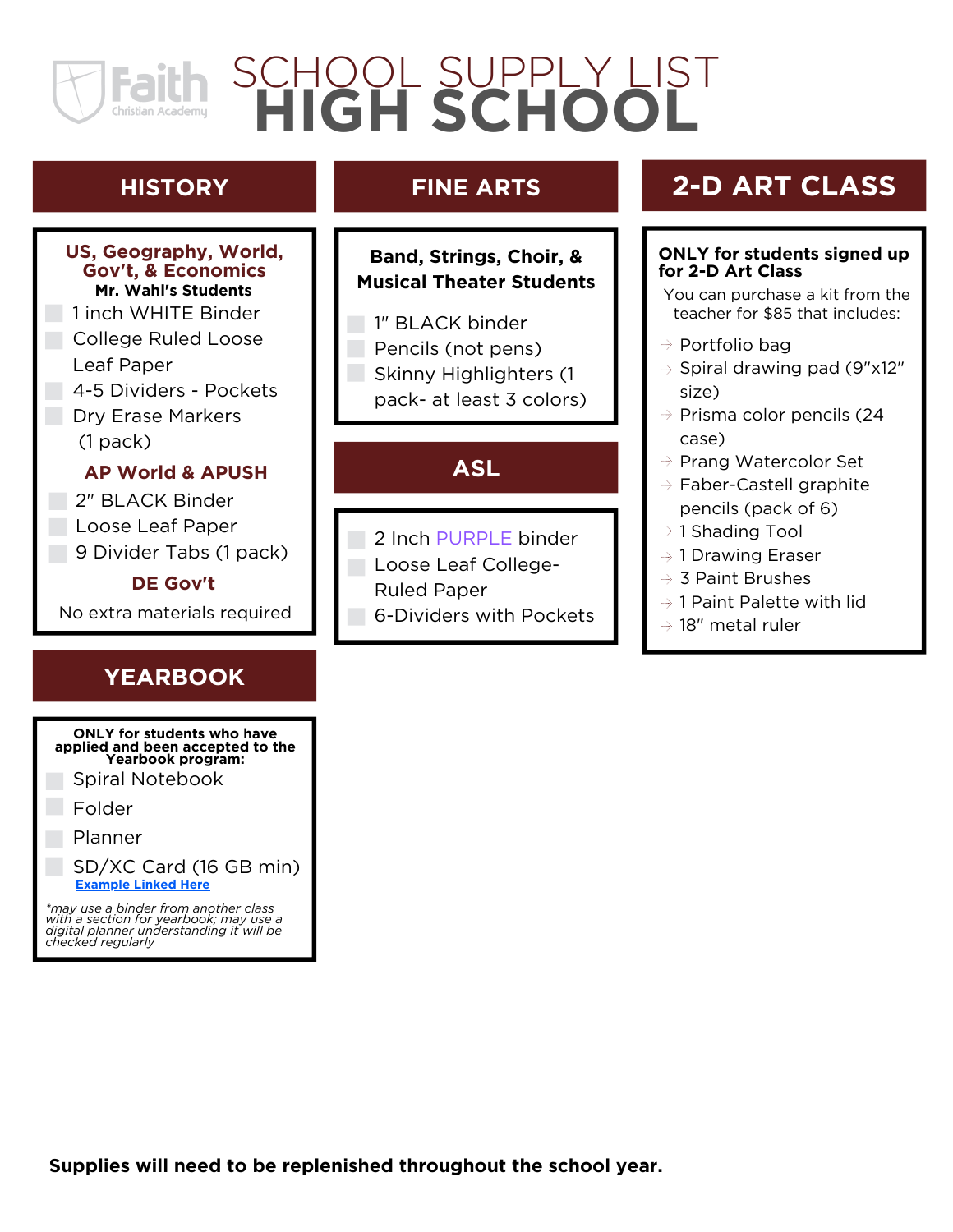# SCHOOL SUPPLY LIST HIGH SCHOOL

## HISTORY

### US, Geography, World, Gov't, & Economics

**Mr. Wahl's Students**

- 1 inch WHITE Binder
- College Ruled Loose Leaf Paper
- 4-5 Dividers - Pockets
- Dry Erase Markers (1 pack)

### AP World & APUSH

- 2" BLACK Binder
- Loose Leaf Paper
- 9 Divider Tabs (1 pack)

### DE Gov't

No extra materials required

## YEARBOOK

**ONLY for students who have applied and been accepted to the Yearbook program:**

- Spiral Notebook
- Folder
- Planner
- SD/XC Card (16 GB min)

**Example Linked Here**

*\*may use a binder from another class with a section for yearbook; may use a digital planner understanding it will be checked regularly*

## FINE ARTS

**Band, Strings, Choir, & Musical Theater Students**

- 1" BLACK binder
- Pencils (not pens)
- Skinny Highlighters (1 pack- at least 3 colors)

## ASL

- 2 Inch PURPLE binder
- Loose Leaf College-Ruled Paper
- 6-Dividers with Pockets

## 2-D ART CLASS

**ONLY for students signed up for 2-D Art Class**

You can purchase a kit from the teacher for $85 that includes:

- Portfolio bag
- Spiral drawing pad (9"x12" size)
- Prisma color pencils (24 case)
- Prang Watercolor Set
- Faber-Castell graphite pencils (pack of 6)
- 1 Shading Tool
- 1 Drawing Eraser
- 3 Paint Brushes
- 1 Paint Palette with lid
- 18" metal ruler

**Supplies will need to be replenished throughout the school year.**